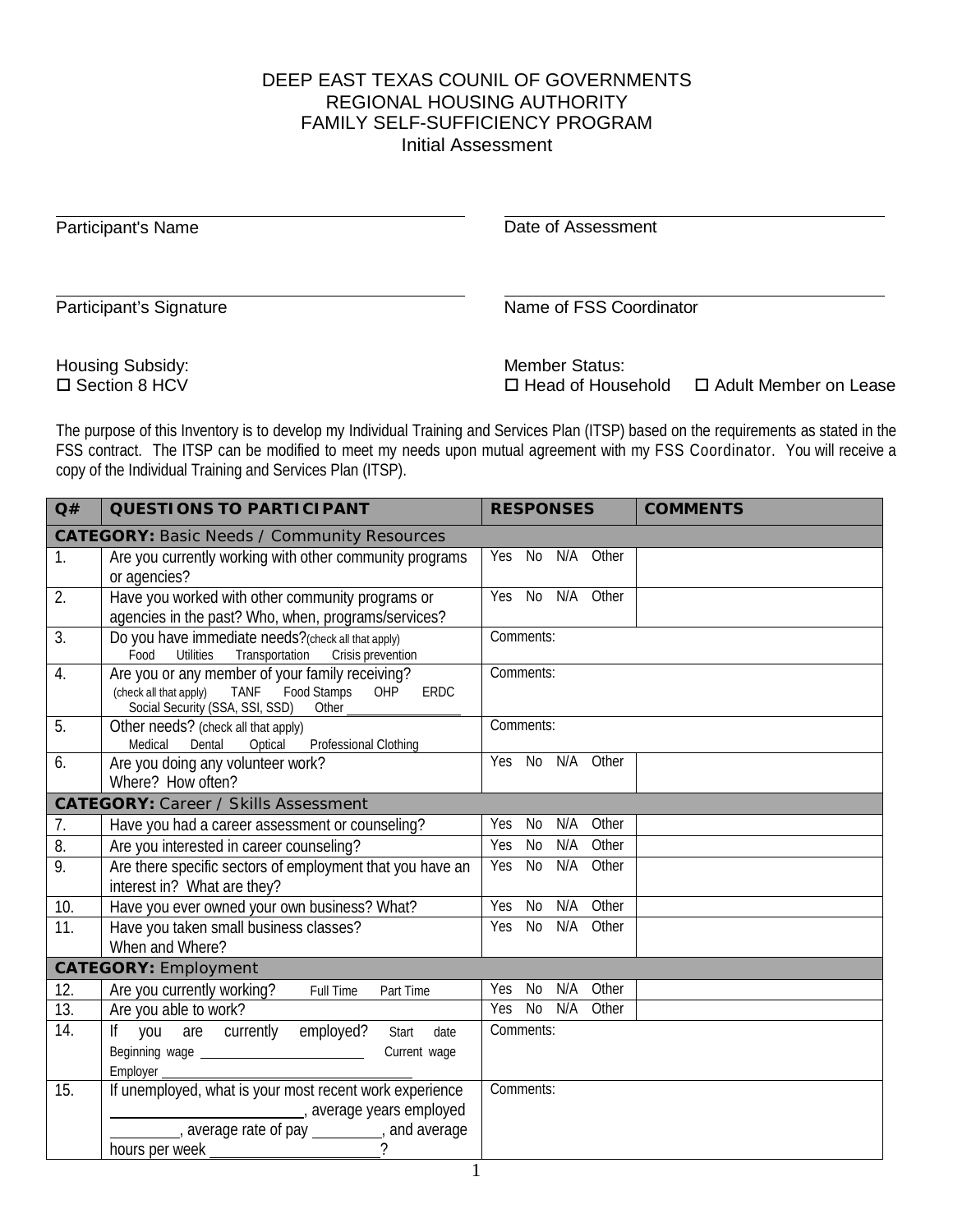DEEP EAST TEXAS COUNIL OF GOVERNMENTS
REGIONAL HOUSING AUTHORITY
FAMILY SELF-SUFFICIENCY PROGRAM
Initial Assessment

Participant's Name ______________________ Date of Assessment ______________________

Participant's Signature ______________________ Name of FSS Coordinator ______________________

Housing Subsidy:
☐ Section 8 HCV

Member Status:
☐ Head of Household ☐ Adult Member on Lease

The purpose of this Inventory is to develop my Individual Training and Services Plan (ITSP) based on the requirements as stated in the FSS contract. The ITSP can be modified to meet my needs upon mutual agreement with my FSS Coordinator. You will receive a copy of the Individual Training and Services Plan (ITSP).

| Q# | QUESTIONS TO PARTICIPANT | RESPONSES | COMMENTS |
|---|---|---|---|
| **CATEGORY:** Basic Needs / Community Resources | | | |
| 1. | Are you currently working with other community programs or agencies? | Yes No N/A Other | |
| 2. | Have you worked with other community programs or agencies in the past? Who, when, programs/services? | Yes No N/A Other | |
| 3. | Do you have immediate needs? (check all that apply) Food Utilities Transportation Crisis prevention | Comments: | |
| 4. | Are you or any member of your family receiving? (check all that apply) TANF Food Stamps OHP ERDC Social Security (SSA, SSI, SSD) Other ________ | Comments: | |
| 5. | Other needs? (check all that apply) Medical Dental Optical Professional Clothing | Comments: | |
| 6. | Are you doing any volunteer work? Where? How often? | Yes No N/A Other | |
| **CATEGORY:** Career / Skills Assessment | | | |
| 7. | Have you had a career assessment or counseling? | Yes No N/A Other | |
| 8. | Are you interested in career counseling? | Yes No N/A Other | |
| 9. | Are there specific sectors of employment that you have an interest in? What are they? | Yes No N/A Other | |
| 10. | Have you ever owned your own business? What? | Yes No N/A Other | |
| 11. | Have you taken small business classes? When and Where? | Yes No N/A Other | |
| **CATEGORY:** Employment | | | |
| 12. | Are you currently working? Full Time Part Time | Yes No N/A Other | |
| 13. | Are you able to work? | Yes No N/A Other | |
| 14. | If you are currently employed? Start date Beginning wage ________ Current wage Employer ________ | Comments: | |
| 15. | If unemployed, what is your most recent work experience ________, average years employed ________, average rate of pay ________, and average hours per week ________? | Comments: | |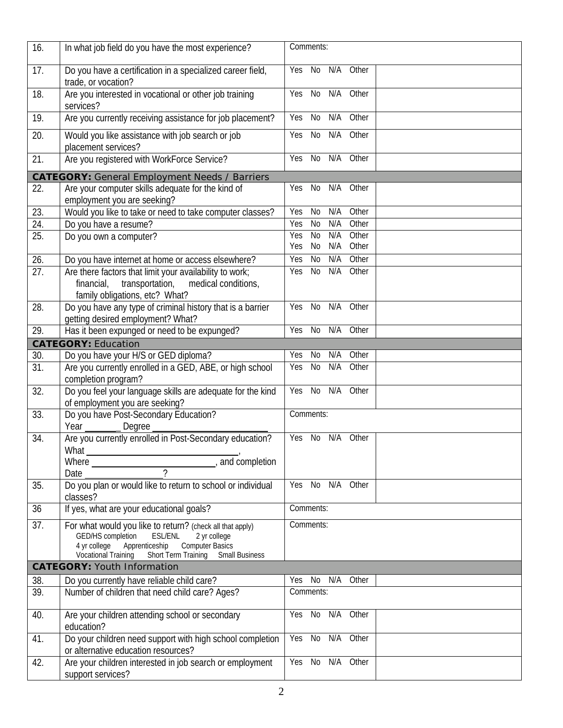| | | | |
|---|---|---|---|
| 16. | In what job field do you have the most experience? | Comments: | |
| 17. | Do you have a certification in a specialized career field, trade, or vocation? | Yes No N/A Other | |
| 18. | Are you interested in vocational or other job training services? | Yes No N/A Other | |
| 19. | Are you currently receiving assistance for job placement? | Yes No N/A Other | |
| 20. | Would you like assistance with job search or job placement services? | Yes No N/A Other | |
| 21. | Are you registered with WorkForce Service? | Yes No N/A Other | |
| **CATEGORY:** General Employment Needs / Barriers | | | |
| 22. | Are your computer skills adequate for the kind of employment you are seeking? | Yes No N/A Other | |
| 23. | Would you like to take or need to take computer classes? | Yes No N/A Other | |
| 24. | Do you have a resume? | Yes No N/A Other | |
| 25. | Do you own a computer? | Yes No N/A Other<br>Yes No N/A Other | |
| 26. | Do you have internet at home or access elsewhere? | Yes No N/A Other | |
| 27. | Are there factors that limit your availability to work; financial, transportation, medical conditions, family obligations, etc? What? | Yes No N/A Other | |
| 28. | Do you have any type of criminal history that is a barrier getting desired employment? What? | Yes No N/A Other | |
| 29. | Has it been expunged or need to be expunged? | Yes No N/A Other | |
| **CATEGORY:** Education | | | |
| 30. | Do you have your H/S or GED diploma? | Yes No N/A Other | |
| 31. | Are you currently enrolled in a GED, ABE, or high school completion program? | Yes No N/A Other | |
| 32. | Do you feel your language skills are adequate for the kind of employment you are seeking? | Yes No N/A Other | |
| 33. | Do you have Post-Secondary Education?<br>Year ________ Degree ______________________ | Comments: | |
| 34. | Are you currently enrolled in Post-Secondary education?<br>What ______________________________,<br>Where __________________________, and completion<br>Date ________________? | Yes No N/A Other | |
| 35. | Do you plan or would like to return to school or individual classes? | Yes No N/A Other | |
| 36 | If yes, what are your educational goals? | Comments: | |
| 37. | For what would you like to return? (check all that apply)<br>GED/HS completion ESL/ENL 2 yr college<br>4 yr college Apprenticeship Computer Basics<br>Vocational Training Short Term Training Small Business | Comments: | |
| **CATEGORY:** Youth Information | | | |
| 38. | Do you currently have reliable child care? | Yes No N/A Other | |
| 39. | Number of children that need child care? Ages? | Comments: | |
| 40. | Are your children attending school or secondary education? | Yes No N/A Other | |
| 41. | Do your children need support with high school completion or alternative education resources? | Yes No N/A Other | |
| 42. | Are your children interested in job search or employment support services? | Yes No N/A Other | |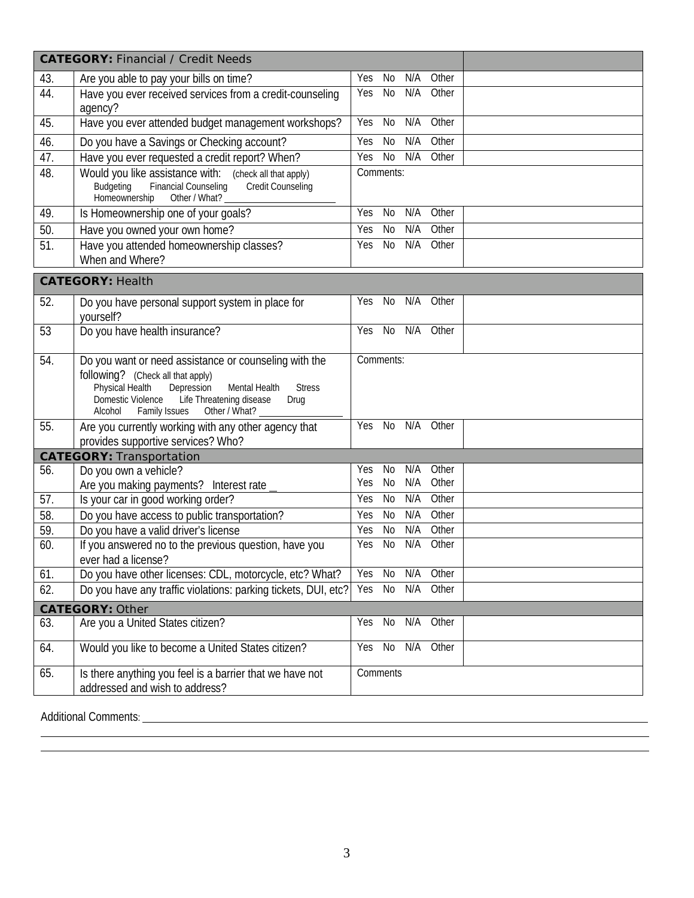| CATEGORY: Financial / Credit Needs | | | |
|---|---|---|---|
| 43. | Are you able to pay your bills on time? | Yes No N/A Other | |
| 44. | Have you ever received services from a credit-counseling agency? | Yes No N/A Other | |
| 45. | Have you ever attended budget management workshops? | Yes No N/A Other | |
| 46. | Do you have a Savings or Checking account? | Yes No N/A Other | |
| 47. | Have you ever requested a credit report? When? | Yes No N/A Other | |
| 48. | Would you like assistance with: (check all that apply) Budgeting Financial Counseling Credit Counseling Homeownership Other / What? ______ | Comments: | |
| 49. | Is Homeownership one of your goals? | Yes No N/A Other | |
| 50. | Have you owned your own home? | Yes No N/A Other | |
| 51. | Have you attended homeownership classes? When and Where? | Yes No N/A Other | |
| **CATEGORY:** Health | | | |
| 52. | Do you have personal support system in place for yourself? | Yes No N/A Other | |
| 53 | Do you have health insurance? | Yes No N/A Other | |
| 54. | Do you want or need assistance or counseling with the following? (Check all that apply) Physical Health Depression Mental Health Stress Domestic Violence Life Threatening disease Drug Alcohol Family Issues Other / What? ______ | Comments: | |
| 55. | Are you currently working with any other agency that provides supportive services? Who? | Yes No N/A Other | |
| **CATEGORY:** Transportation | | | |
| 56. | Do you own a vehicle? Are you making payments? Interest rate _ | Yes No N/A Other Yes No N/A Other | |
| 57. | Is your car in good working order? | Yes No N/A Other | |
| 58. | Do you have access to public transportation? | Yes No N/A Other | |
| 59. | Do you have a valid driver's license | Yes No N/A Other | |
| 60. | If you answered no to the previous question, have you ever had a license? | Yes No N/A Other | |
| 61. | Do you have other licenses: CDL, motorcycle, etc? What? | Yes No N/A Other | |
| 62. | Do you have any traffic violations: parking tickets, DUI, etc? | Yes No N/A Other | |
| **CATEGORY:** Other | | | |
| 63. | Are you a United States citizen? | Yes No N/A Other | |
| 64. | Would you like to become a United States citizen? | Yes No N/A Other | |
| 65. | Is there anything you feel is a barrier that we have not addressed and wish to address? | Comments | |

Additional Comments: ____________________________________________

____________________________________________

____________________________________________